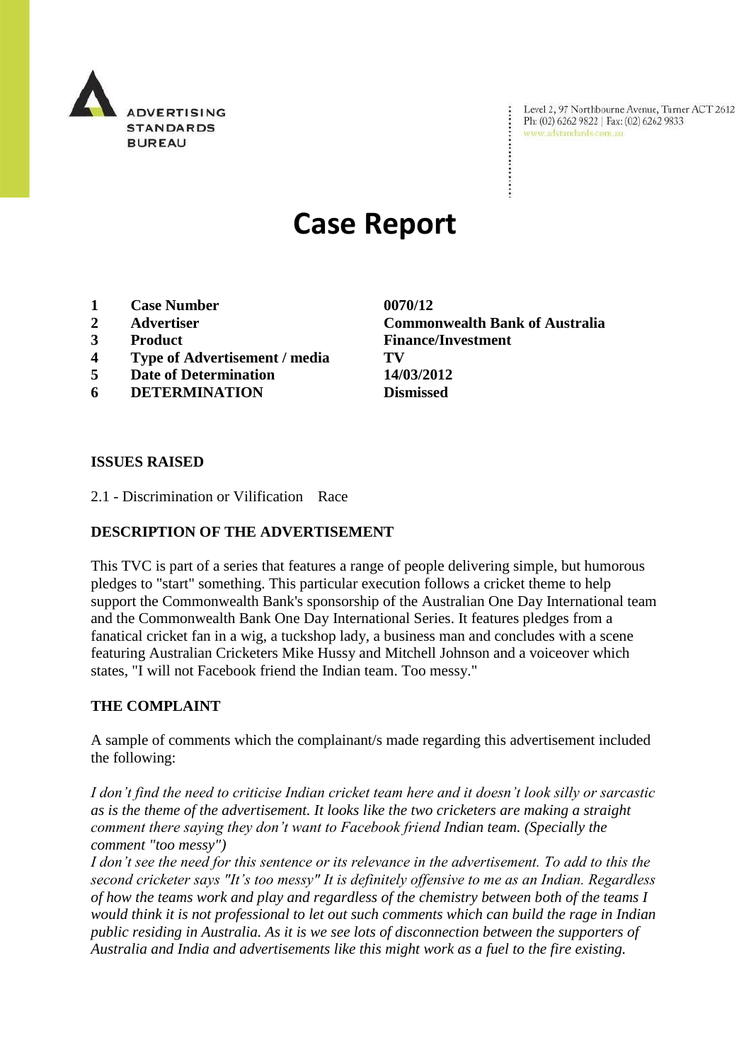ADVERTISING STANDARDS BUREAU

Level 2, 97 Northbourne Avenue, Turner ACT 2612
Ph: (02) 6262 9822 | Fax: (02) 6262 9833
www.adstandards.com.au

# Case Report

| | | |
|---|---|---|
| **1** | **Case Number** | **0070/12** |
| **2** | **Advertiser** | **Commonwealth Bank of Australia** |
| **3** | **Product** | **Finance/Investment** |
| **4** | **Type of Advertisement / media** | **TV** |
| **5** | **Date of Determination** | **14/03/2012** |
| **6** | **DETERMINATION** | **Dismissed** |

**ISSUES RAISED**

2.1 - Discrimination or Vilification Race

**DESCRIPTION OF THE ADVERTISEMENT**

This TVC is part of a series that features a range of people delivering simple, but humorous pledges to "start" something. This particular execution follows a cricket theme to help support the Commonwealth Bank's sponsorship of the Australian One Day International team and the Commonwealth Bank One Day International Series. It features pledges from a fanatical cricket fan in a wig, a tuckshop lady, a business man and concludes with a scene featuring Australian Cricketers Mike Hussy and Mitchell Johnson and a voiceover which states, "I will not Facebook friend the Indian team. Too messy."

**THE COMPLAINT**

A sample of comments which the complainant/s made regarding this advertisement included the following:

*I don't find the need to criticise Indian cricket team here and it doesn't look silly or sarcastic as is the theme of the advertisement. It looks like the two cricketers are making a straight comment there saying they don't want to Facebook friend Indian team. (Specially the comment "too messy")*
*I don't see the need for this sentence or its relevance in the advertisement. To add to this the second cricketer says "It's too messy" It is definitely offensive to me as an Indian. Regardless of how the teams work and play and regardless of the chemistry between both of the teams I would think it is not professional to let out such comments which can build the rage in Indian public residing in Australia. As it is we see lots of disconnection between the supporters of Australia and India and advertisements like this might work as a fuel to the fire existing.*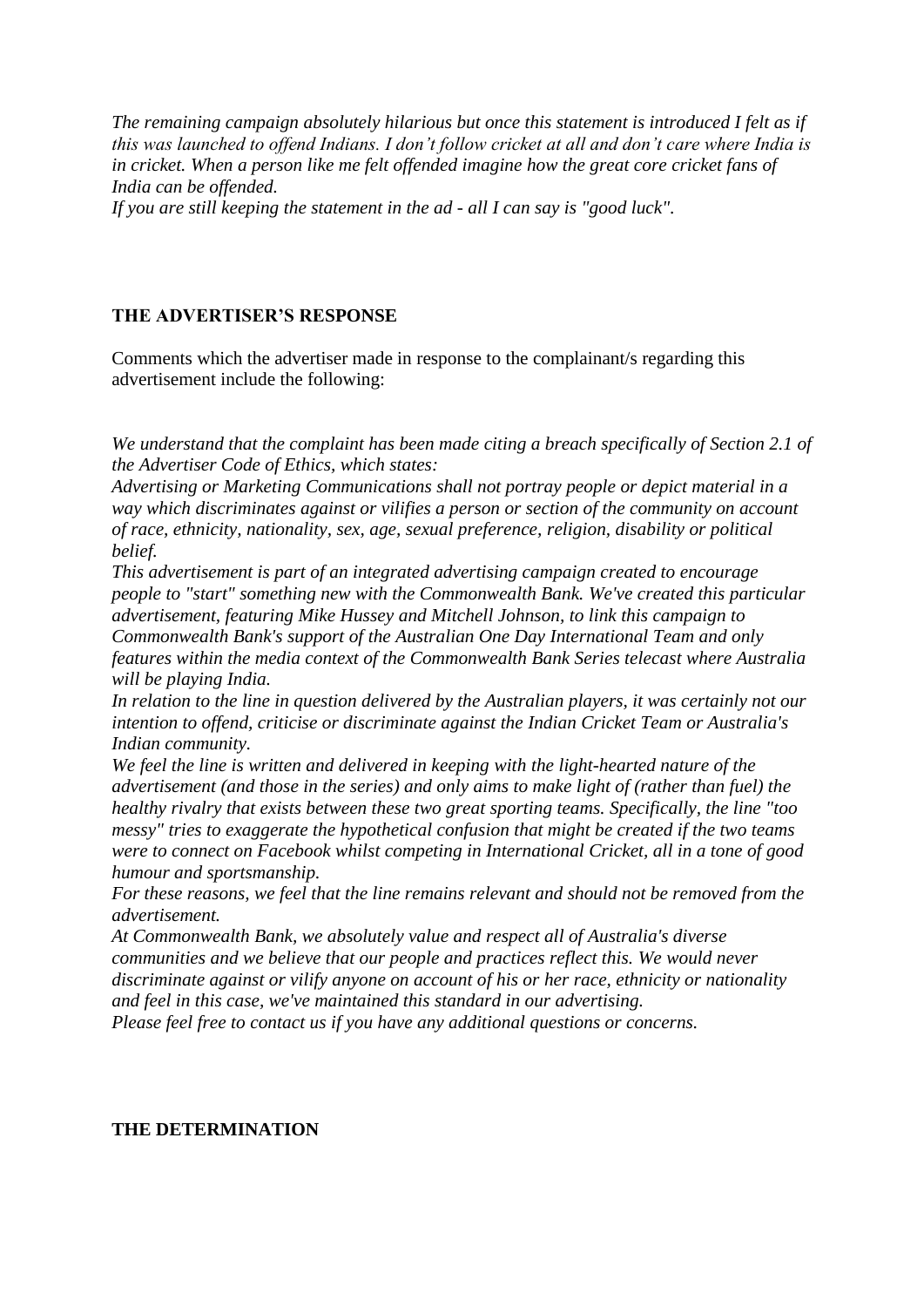*The remaining campaign absolutely hilarious but once this statement is introduced I felt as if this was launched to offend Indians. I don't follow cricket at all and don't care where India is in cricket. When a person like me felt offended imagine how the great core cricket fans of India can be offended.*
*If you are still keeping the statement in the ad - all I can say is "good luck".*

**THE ADVERTISER'S RESPONSE**

Comments which the advertiser made in response to the complainant/s regarding this advertisement include the following:

*We understand that the complaint has been made citing a breach specifically of Section 2.1 of the Advertiser Code of Ethics, which states:*
*Advertising or Marketing Communications shall not portray people or depict material in a way which discriminates against or vilifies a person or section of the community on account of race, ethnicity, nationality, sex, age, sexual preference, religion, disability or political belief.*
*This advertisement is part of an integrated advertising campaign created to encourage people to "start" something new with the Commonwealth Bank. We've created this particular advertisement, featuring Mike Hussey and Mitchell Johnson, to link this campaign to Commonwealth Bank's support of the Australian One Day International Team and only features within the media context of the Commonwealth Bank Series telecast where Australia will be playing India.*
*In relation to the line in question delivered by the Australian players, it was certainly not our intention to offend, criticise or discriminate against the Indian Cricket Team or Australia's Indian community.*
*We feel the line is written and delivered in keeping with the light-hearted nature of the advertisement (and those in the series) and only aims to make light of (rather than fuel) the healthy rivalry that exists between these two great sporting teams. Specifically, the line "too messy" tries to exaggerate the hypothetical confusion that might be created if the two teams were to connect on Facebook whilst competing in International Cricket, all in a tone of good humour and sportsmanship.*
*For these reasons, we feel that the line remains relevant and should not be removed from the advertisement.*
*At Commonwealth Bank, we absolutely value and respect all of Australia's diverse communities and we believe that our people and practices reflect this. We would never discriminate against or vilify anyone on account of his or her race, ethnicity or nationality and feel in this case, we've maintained this standard in our advertising.*
*Please feel free to contact us if you have any additional questions or concerns.*

**THE DETERMINATION**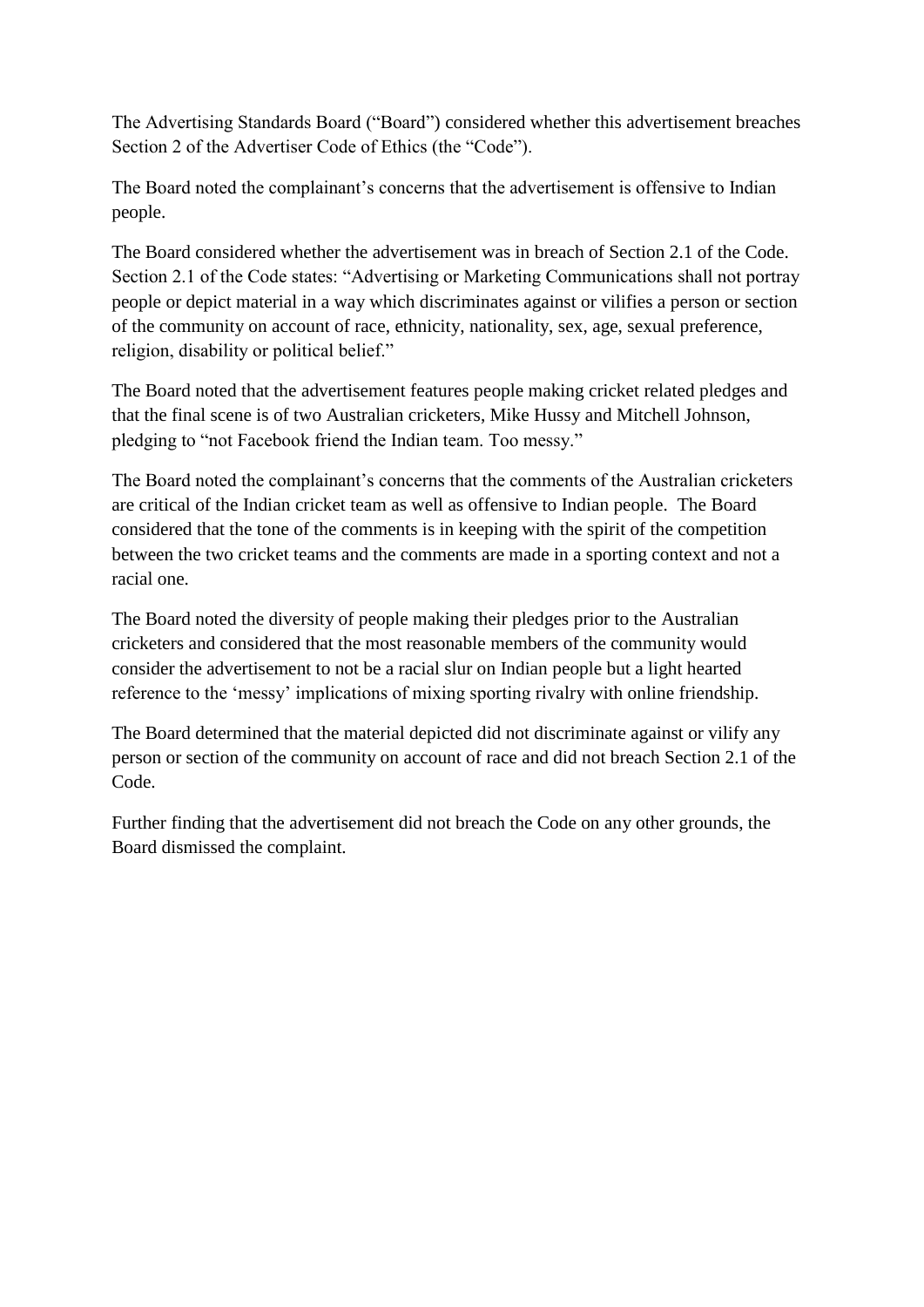The Advertising Standards Board ("Board") considered whether this advertisement breaches Section 2 of the Advertiser Code of Ethics (the "Code").

The Board noted the complainant's concerns that the advertisement is offensive to Indian people.

The Board considered whether the advertisement was in breach of Section 2.1 of the Code. Section 2.1 of the Code states: "Advertising or Marketing Communications shall not portray people or depict material in a way which discriminates against or vilifies a person or section of the community on account of race, ethnicity, nationality, sex, age, sexual preference, religion, disability or political belief."

The Board noted that the advertisement features people making cricket related pledges and that the final scene is of two Australian cricketers, Mike Hussy and Mitchell Johnson, pledging to "not Facebook friend the Indian team. Too messy."

The Board noted the complainant's concerns that the comments of the Australian cricketers are critical of the Indian cricket team as well as offensive to Indian people. The Board considered that the tone of the comments is in keeping with the spirit of the competition between the two cricket teams and the comments are made in a sporting context and not a racial one.

The Board noted the diversity of people making their pledges prior to the Australian cricketers and considered that the most reasonable members of the community would consider the advertisement to not be a racial slur on Indian people but a light hearted reference to the 'messy' implications of mixing sporting rivalry with online friendship.

The Board determined that the material depicted did not discriminate against or vilify any person or section of the community on account of race and did not breach Section 2.1 of the Code.

Further finding that the advertisement did not breach the Code on any other grounds, the Board dismissed the complaint.